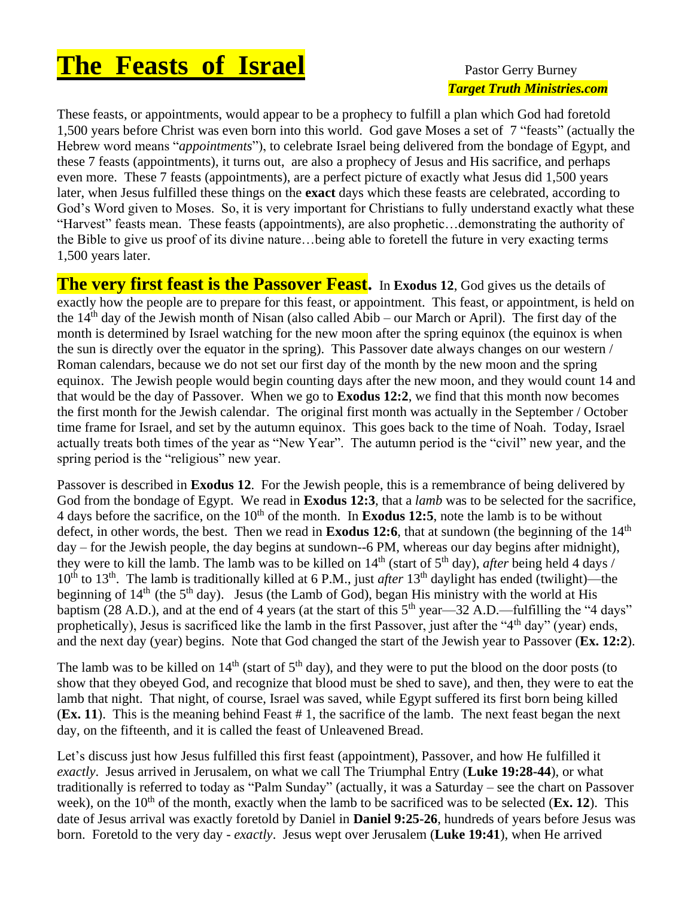# The Feasts of Israel

Pastor Gerry Burney
***Target Truth Ministries.com***

These feasts, or appointments, would appear to be a prophecy to fulfill a plan which God had foretold 1,500 years before Christ was even born into this world. God gave Moses a set of 7 "feasts" (actually the Hebrew word means "*appointments*"), to celebrate Israel being delivered from the bondage of Egypt, and these 7 feasts (appointments), it turns out, are also a prophecy of Jesus and His sacrifice, and perhaps even more. These 7 feasts (appointments), are a perfect picture of exactly what Jesus did 1,500 years later, when Jesus fulfilled these things on the **exact** days which these feasts are celebrated, according to God's Word given to Moses. So, it is very important for Christians to fully understand exactly what these "Harvest" feasts mean. These feasts (appointments), are also prophetic…demonstrating the authority of the Bible to give us proof of its divine nature…being able to foretell the future in very exacting terms 1,500 years later.

**The very first feast is the Passover Feast.** In **Exodus 12**, God gives us the details of exactly how the people are to prepare for this feast, or appointment. This feast, or appointment, is held on the 14th day of the Jewish month of Nisan (also called Abib – our March or April). The first day of the month is determined by Israel watching for the new moon after the spring equinox (the equinox is when the sun is directly over the equator in the spring). This Passover date always changes on our western / Roman calendars, because we do not set our first day of the month by the new moon and the spring equinox. The Jewish people would begin counting days after the new moon, and they would count 14 and that would be the day of Passover. When we go to **Exodus 12:2**, we find that this month now becomes the first month for the Jewish calendar. The original first month was actually in the September / October time frame for Israel, and set by the autumn equinox. This goes back to the time of Noah. Today, Israel actually treats both times of the year as "New Year". The autumn period is the "civil" new year, and the spring period is the "religious" new year.

Passover is described in **Exodus 12**. For the Jewish people, this is a remembrance of being delivered by God from the bondage of Egypt. We read in **Exodus 12:3**, that a *lamb* was to be selected for the sacrifice, 4 days before the sacrifice, on the 10th of the month. In **Exodus 12:5**, note the lamb is to be without defect, in other words, the best. Then we read in **Exodus 12:6**, that at sundown (the beginning of the 14th day – for the Jewish people, the day begins at sundown--6 PM, whereas our day begins after midnight), they were to kill the lamb. The lamb was to be killed on 14th (start of 5th day), *after* being held 4 days / 10th to 13th. The lamb is traditionally killed at 6 P.M., just *after* 13th daylight has ended (twilight)—the beginning of 14th (the 5th day). Jesus (the Lamb of God), began His ministry with the world at His baptism (28 A.D.), and at the end of 4 years (at the start of this 5th year—32 A.D.—fulfilling the "4 days" prophetically), Jesus is sacrificed like the lamb in the first Passover, just after the "4th day" (year) ends, and the next day (year) begins. Note that God changed the start of the Jewish year to Passover (**Ex. 12:2**).

The lamb was to be killed on 14th (start of 5th day), and they were to put the blood on the door posts (to show that they obeyed God, and recognize that blood must be shed to save), and then, they were to eat the lamb that night. That night, of course, Israel was saved, while Egypt suffered its first born being killed (**Ex. 11**). This is the meaning behind Feast # 1, the sacrifice of the lamb. The next feast began the next day, on the fifteenth, and it is called the feast of Unleavened Bread.

Let's discuss just how Jesus fulfilled this first feast (appointment), Passover, and how He fulfilled it *exactly*. Jesus arrived in Jerusalem, on what we call The Triumphal Entry (**Luke 19:28-44**), or what traditionally is referred to today as "Palm Sunday" (actually, it was a Saturday – see the chart on Passover week), on the 10th of the month, exactly when the lamb to be sacrificed was to be selected (**Ex. 12**). This date of Jesus arrival was exactly foretold by Daniel in **Daniel 9:25-26**, hundreds of years before Jesus was born. Foretold to the very day - *exactly*. Jesus wept over Jerusalem (**Luke 19:41**), when He arrived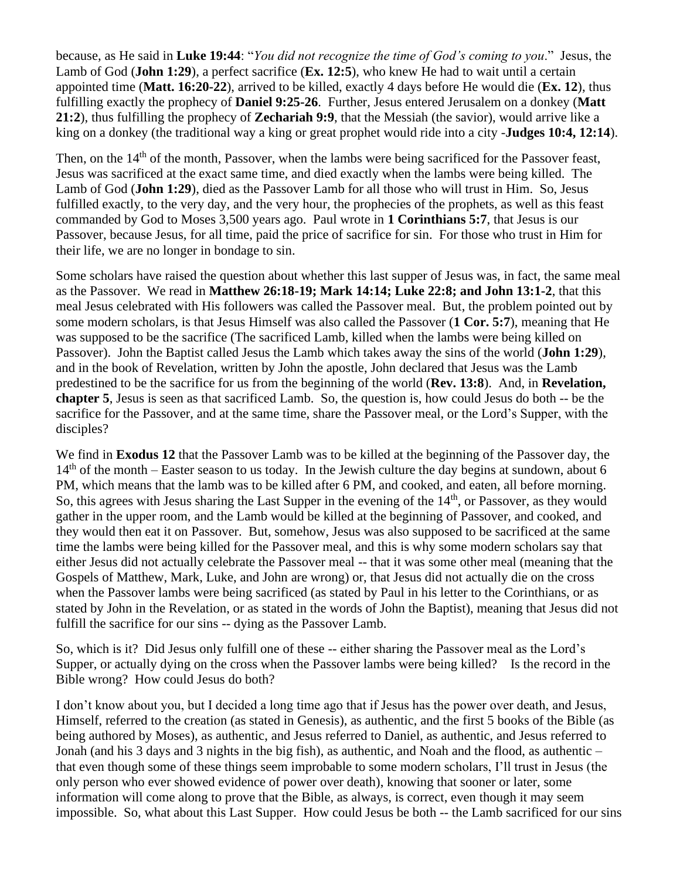because, as He said in **Luke 19:44**: "*You did not recognize the time of God's coming to you*." Jesus, the Lamb of God (**John 1:29**), a perfect sacrifice (**Ex. 12:5**), who knew He had to wait until a certain appointed time (**Matt. 16:20-22**), arrived to be killed, exactly 4 days before He would die (**Ex. 12**), thus fulfilling exactly the prophecy of **Daniel 9:25-26**. Further, Jesus entered Jerusalem on a donkey (**Matt 21:2**), thus fulfilling the prophecy of **Zechariah 9:9**, that the Messiah (the savior), would arrive like a king on a donkey (the traditional way a king or great prophet would ride into a city -**Judges 10:4, 12:14**).

Then, on the 14th of the month, Passover, when the lambs were being sacrificed for the Passover feast, Jesus was sacrificed at the exact same time, and died exactly when the lambs were being killed. The Lamb of God (**John 1:29**), died as the Passover Lamb for all those who will trust in Him. So, Jesus fulfilled exactly, to the very day, and the very hour, the prophecies of the prophets, as well as this feast commanded by God to Moses 3,500 years ago. Paul wrote in **1 Corinthians 5:7**, that Jesus is our Passover, because Jesus, for all time, paid the price of sacrifice for sin. For those who trust in Him for their life, we are no longer in bondage to sin.

Some scholars have raised the question about whether this last supper of Jesus was, in fact, the same meal as the Passover. We read in **Matthew 26:18-19; Mark 14:14; Luke 22:8; and John 13:1-2**, that this meal Jesus celebrated with His followers was called the Passover meal. But, the problem pointed out by some modern scholars, is that Jesus Himself was also called the Passover (**1 Cor. 5:7**), meaning that He was supposed to be the sacrifice (The sacrificed Lamb, killed when the lambs were being killed on Passover). John the Baptist called Jesus the Lamb which takes away the sins of the world (**John 1:29**), and in the book of Revelation, written by John the apostle, John declared that Jesus was the Lamb predestined to be the sacrifice for us from the beginning of the world (**Rev. 13:8**). And, in **Revelation, chapter 5**, Jesus is seen as that sacrificed Lamb. So, the question is, how could Jesus do both -- be the sacrifice for the Passover, and at the same time, share the Passover meal, or the Lord's Supper, with the disciples?

We find in **Exodus 12** that the Passover Lamb was to be killed at the beginning of the Passover day, the 14th of the month – Easter season to us today. In the Jewish culture the day begins at sundown, about 6 PM, which means that the lamb was to be killed after 6 PM, and cooked, and eaten, all before morning. So, this agrees with Jesus sharing the Last Supper in the evening of the 14th, or Passover, as they would gather in the upper room, and the Lamb would be killed at the beginning of Passover, and cooked, and they would then eat it on Passover. But, somehow, Jesus was also supposed to be sacrificed at the same time the lambs were being killed for the Passover meal, and this is why some modern scholars say that either Jesus did not actually celebrate the Passover meal -- that it was some other meal (meaning that the Gospels of Matthew, Mark, Luke, and John are wrong) or, that Jesus did not actually die on the cross when the Passover lambs were being sacrificed (as stated by Paul in his letter to the Corinthians, or as stated by John in the Revelation, or as stated in the words of John the Baptist), meaning that Jesus did not fulfill the sacrifice for our sins -- dying as the Passover Lamb.

So, which is it? Did Jesus only fulfill one of these -- either sharing the Passover meal as the Lord's Supper, or actually dying on the cross when the Passover lambs were being killed? Is the record in the Bible wrong? How could Jesus do both?

I don't know about you, but I decided a long time ago that if Jesus has the power over death, and Jesus, Himself, referred to the creation (as stated in Genesis), as authentic, and the first 5 books of the Bible (as being authored by Moses), as authentic, and Jesus referred to Daniel, as authentic, and Jesus referred to Jonah (and his 3 days and 3 nights in the big fish), as authentic, and Noah and the flood, as authentic – that even though some of these things seem improbable to some modern scholars, I'll trust in Jesus (the only person who ever showed evidence of power over death), knowing that sooner or later, some information will come along to prove that the Bible, as always, is correct, even though it may seem impossible. So, what about this Last Supper. How could Jesus be both -- the Lamb sacrificed for our sins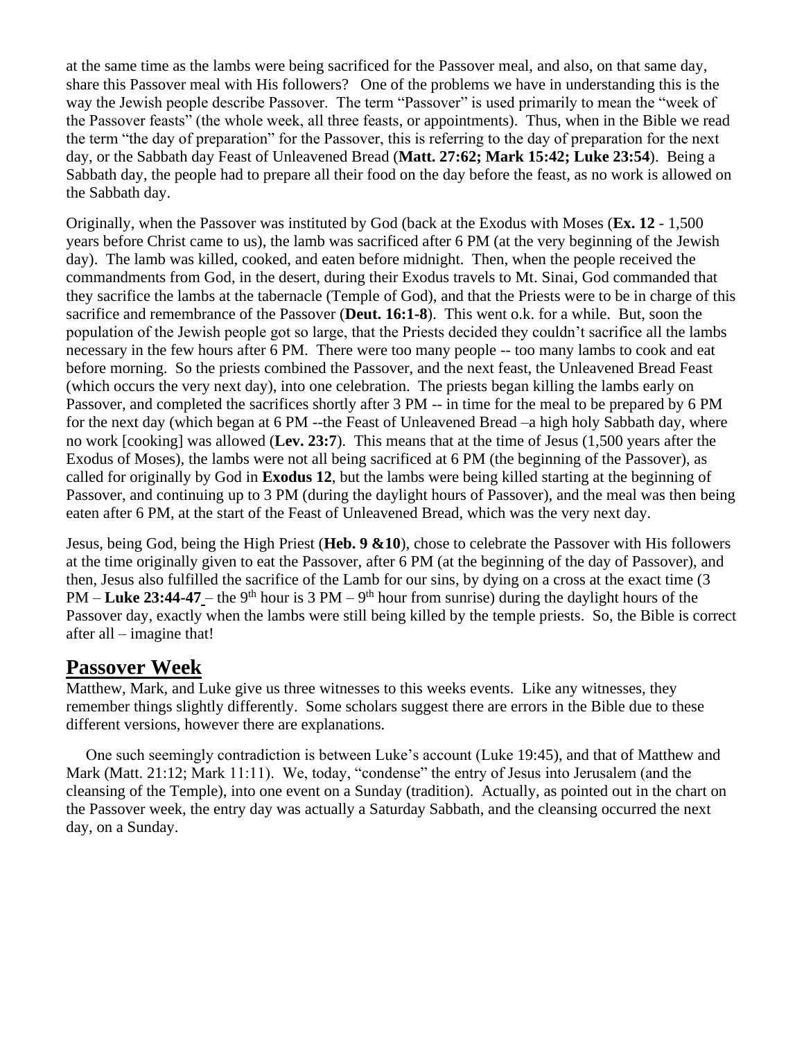at the same time as the lambs were being sacrificed for the Passover meal, and also, on that same day, share this Passover meal with His followers? One of the problems we have in understanding this is the way the Jewish people describe Passover. The term "Passover" is used primarily to mean the "week of the Passover feasts" (the whole week, all three feasts, or appointments). Thus, when in the Bible we read the term "the day of preparation" for the Passover, this is referring to the day of preparation for the next day, or the Sabbath day Feast of Unleavened Bread (**Matt. 27:62; Mark 15:42; Luke 23:54**). Being a Sabbath day, the people had to prepare all their food on the day before the feast, as no work is allowed on the Sabbath day.

Originally, when the Passover was instituted by God (back at the Exodus with Moses (**Ex. 12** - 1,500 years before Christ came to us), the lamb was sacrificed after 6 PM (at the very beginning of the Jewish day). The lamb was killed, cooked, and eaten before midnight. Then, when the people received the commandments from God, in the desert, during their Exodus travels to Mt. Sinai, God commanded that they sacrifice the lambs at the tabernacle (Temple of God), and that the Priests were to be in charge of this sacrifice and remembrance of the Passover (**Deut. 16:1-8**). This went o.k. for a while. But, soon the population of the Jewish people got so large, that the Priests decided they couldn't sacrifice all the lambs necessary in the few hours after 6 PM. There were too many people -- too many lambs to cook and eat before morning. So the priests combined the Passover, and the next feast, the Unleavened Bread Feast (which occurs the very next day), into one celebration. The priests began killing the lambs early on Passover, and completed the sacrifices shortly after 3 PM -- in time for the meal to be prepared by 6 PM for the next day (which began at 6 PM --the Feast of Unleavened Bread –a high holy Sabbath day, where no work [cooking] was allowed (**Lev. 23:7**). This means that at the time of Jesus (1,500 years after the Exodus of Moses), the lambs were not all being sacrificed at 6 PM (the beginning of the Passover), as called for originally by God in **Exodus 12**, but the lambs were being killed starting at the beginning of Passover, and continuing up to 3 PM (during the daylight hours of Passover), and the meal was then being eaten after 6 PM, at the start of the Feast of Unleavened Bread, which was the very next day.

Jesus, being God, being the High Priest (**Heb. 9 &10**), chose to celebrate the Passover with His followers at the time originally given to eat the Passover, after 6 PM (at the beginning of the day of Passover), and then, Jesus also fulfilled the sacrifice of the Lamb for our sins, by dying on a cross at the exact time (3 PM – **Luke 23:44-47** – the 9th hour is 3 PM – 9th hour from sunrise) during the daylight hours of the Passover day, exactly when the lambs were still being killed by the temple priests. So, the Bible is correct after all – imagine that!

## Passover Week

Matthew, Mark, and Luke give us three witnesses to this weeks events. Like any witnesses, they remember things slightly differently. Some scholars suggest there are errors in the Bible due to these different versions, however there are explanations.

One such seemingly contradiction is between Luke's account (Luke 19:45), and that of Matthew and Mark (Matt. 21:12; Mark 11:11). We, today, "condense" the entry of Jesus into Jerusalem (and the cleansing of the Temple), into one event on a Sunday (tradition). Actually, as pointed out in the chart on the Passover week, the entry day was actually a Saturday Sabbath, and the cleansing occurred the next day, on a Sunday.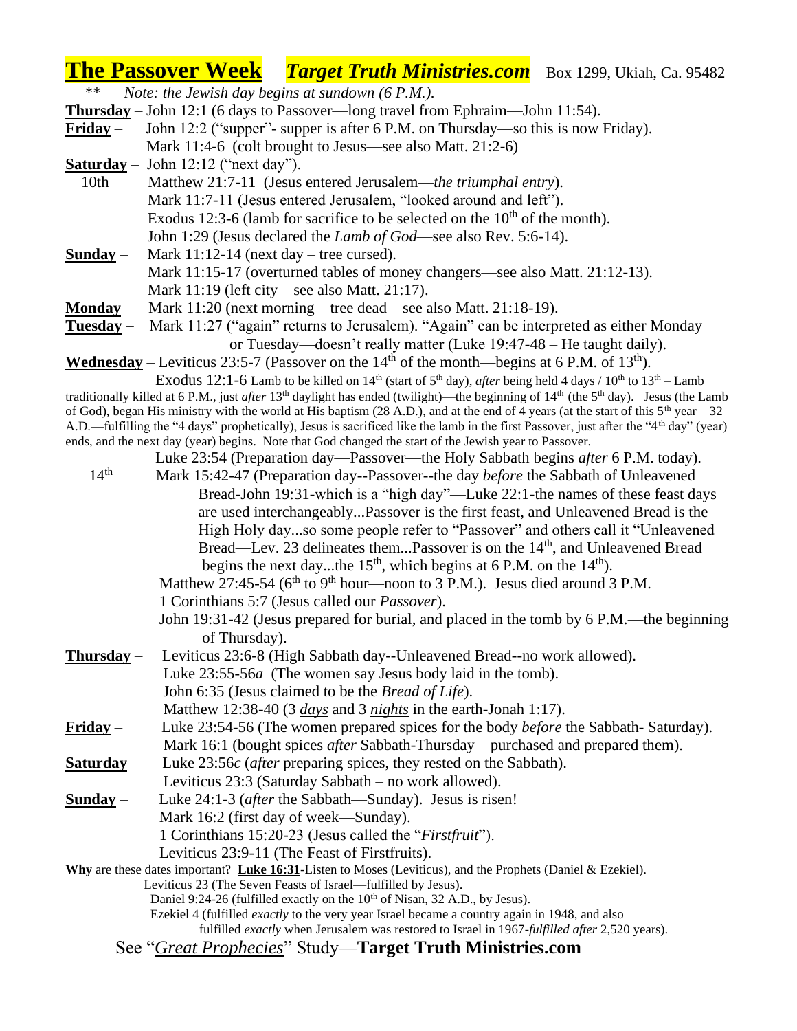# The Passover Week *Target Truth Ministries.com* Box 1299, Ukiah, Ca. 95482

** *Note: the Jewish day begins at sundown (6 P.M.).*

**Thursday** – John 12:1 (6 days to Passover—long travel from Ephraim—John 11:54).

**Friday** – John 12:2 ("supper"- supper is after 6 P.M. on Thursday—so this is now Friday).
Mark 11:4-6 (colt brought to Jesus—see also Matt. 21:2-6)

**Saturday** – John 12:12 ("next day").
10th Matthew 21:7-11 (Jesus entered Jerusalem—*the triumphal entry*).
Mark 11:7-11 (Jesus entered Jerusalem, "looked around and left").
Exodus 12:3-6 (lamb for sacrifice to be selected on the 10th of the month).
John 1:29 (Jesus declared the *Lamb of God*—see also Rev. 5:6-14).

**Sunday** – Mark 11:12-14 (next day – tree cursed).
Mark 11:15-17 (overturned tables of money changers—see also Matt. 21:12-13).
Mark 11:19 (left city—see also Matt. 21:17).

**Monday** – Mark 11:20 (next morning – tree dead—see also Matt. 21:18-19).

**Tuesday** – Mark 11:27 ("again" returns to Jerusalem). "Again" can be interpreted as either Monday or Tuesday—doesn't really matter (Luke 19:47-48 – He taught daily).

**Wednesday** – Leviticus 23:5-7 (Passover on the 14th of the month—begins at 6 P.M. of 13th).
Exodus 12:1-6 Lamb to be killed on 14th (start of 5th day), *after* being held 4 days / 10th to 13th – Lamb traditionally killed at 6 P.M., just *after* 13th daylight has ended (twilight)—the beginning of 14th (the 5th day). Jesus (the Lamb of God), began His ministry with the world at His baptism (28 A.D.), and at the end of 4 years (at the start of this 5th year—32 A.D.—fulfilling the "4 days" prophetically), Jesus is sacrificed like the lamb in the first Passover, just after the "4th day" (year) ends, and the next day (year) begins. Note that God changed the start of the Jewish year to Passover.
Luke 23:54 (Preparation day—Passover—the Holy Sabbath begins *after* 6 P.M. today).
14th Mark 15:42-47 (Preparation day--Passover--the day *before* the Sabbath of Unleavened Bread-John 19:31-which is a "high day"—Luke 22:1-the names of these feast days are used interchangeably...Passover is the first feast, and Unleavened Bread is the High Holy day...so some people refer to "Passover" and others call it "Unleavened Bread—Lev. 23 delineates them...Passover is on the 14th, and Unleavened Bread begins the next day...the 15th, which begins at 6 P.M. on the 14th).
Matthew 27:45-54 (6th to 9th hour—noon to 3 P.M.). Jesus died around 3 P.M.
1 Corinthians 5:7 (Jesus called our *Passover*).
John 19:31-42 (Jesus prepared for burial, and placed in the tomb by 6 P.M.—the beginning of Thursday).

**Thursday** – Leviticus 23:6-8 (High Sabbath day--Unleavened Bread--no work allowed).
Luke 23:55-56*a* (The women say Jesus body laid in the tomb).
John 6:35 (Jesus claimed to be the *Bread of Life*).
Matthew 12:38-40 (3 <u>*days*</u> and 3 <u>*nights*</u> in the earth-Jonah 1:17).

**Friday** – Luke 23:54-56 (The women prepared spices for the body *before* the Sabbath- Saturday).
Mark 16:1 (bought spices *after* Sabbath-Thursday—purchased and prepared them).

**Saturday** – Luke 23:56*c* (*after* preparing spices, they rested on the Sabbath).
Leviticus 23:3 (Saturday Sabbath – no work allowed).

**Sunday** – Luke 24:1-3 (*after* the Sabbath—Sunday). Jesus is risen!
Mark 16:2 (first day of week—Sunday).
1 Corinthians 15:20-23 (Jesus called the "*Firstfruit*").
Leviticus 23:9-11 (The Feast of Firstfruits).

**Why** are these dates important? **<u>Luke 16:31</u>**-Listen to Moses (Leviticus), and the Prophets (Daniel & Ezekiel).
Leviticus 23 (The Seven Feasts of Israel—fulfilled by Jesus).
Daniel 9:24-26 (fulfilled exactly on the 10th of Nisan, 32 A.D., by Jesus).
Ezekiel 4 (fulfilled *exactly* to the very year Israel became a country again in 1948, and also fulfilled *exactly* when Jerusalem was restored to Israel in 1967-*fulfilled after* 2,520 years).

See "<u>*Great Prophecies*</u>" Study—**Target Truth Ministries.com**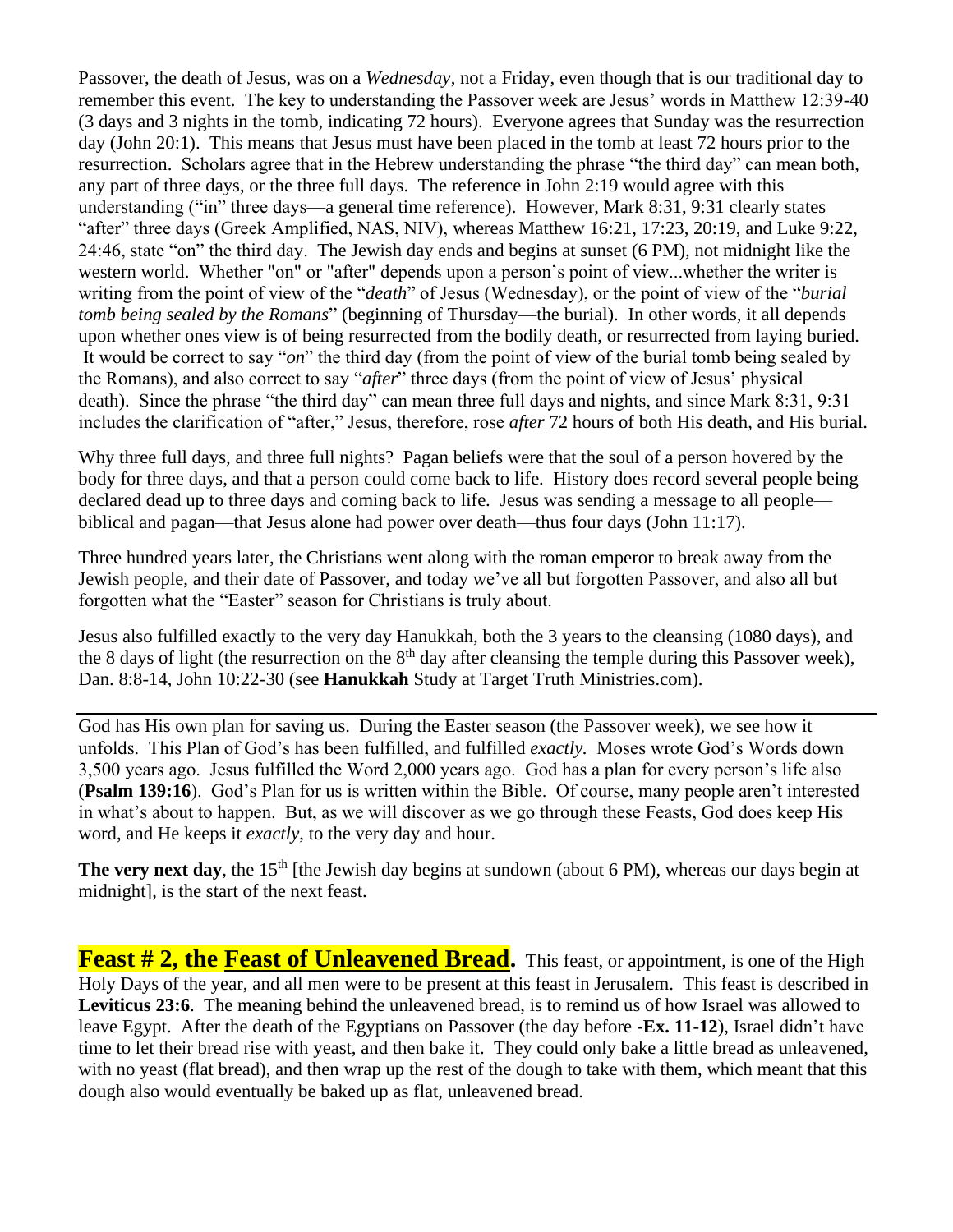Passover, the death of Jesus, was on a *Wednesday*, not a Friday, even though that is our traditional day to remember this event. The key to understanding the Passover week are Jesus' words in Matthew 12:39-40 (3 days and 3 nights in the tomb, indicating 72 hours). Everyone agrees that Sunday was the resurrection day (John 20:1). This means that Jesus must have been placed in the tomb at least 72 hours prior to the resurrection. Scholars agree that in the Hebrew understanding the phrase "the third day" can mean both, any part of three days, or the three full days. The reference in John 2:19 would agree with this understanding ("in" three days—a general time reference). However, Mark 8:31, 9:31 clearly states "after" three days (Greek Amplified, NAS, NIV), whereas Matthew 16:21, 17:23, 20:19, and Luke 9:22, 24:46, state "on" the third day. The Jewish day ends and begins at sunset (6 PM), not midnight like the western world. Whether "on" or "after" depends upon a person's point of view...whether the writer is writing from the point of view of the "*death*" of Jesus (Wednesday), or the point of view of the "*burial tomb being sealed by the Romans*" (beginning of Thursday—the burial). In other words, it all depends upon whether ones view is of being resurrected from the bodily death, or resurrected from laying buried. It would be correct to say "*on*" the third day (from the point of view of the burial tomb being sealed by the Romans), and also correct to say "*after*" three days (from the point of view of Jesus' physical death). Since the phrase "the third day" can mean three full days and nights, and since Mark 8:31, 9:31 includes the clarification of "after," Jesus, therefore, rose *after* 72 hours of both His death, and His burial.

Why three full days, and three full nights? Pagan beliefs were that the soul of a person hovered by the body for three days, and that a person could come back to life. History does record several people being declared dead up to three days and coming back to life. Jesus was sending a message to all people—biblical and pagan—that Jesus alone had power over death—thus four days (John 11:17).

Three hundred years later, the Christians went along with the roman emperor to break away from the Jewish people, and their date of Passover, and today we've all but forgotten Passover, and also all but forgotten what the "Easter" season for Christians is truly about.

Jesus also fulfilled exactly to the very day Hanukkah, both the 3 years to the cleansing (1080 days), and the 8 days of light (the resurrection on the 8th day after cleansing the temple during this Passover week), Dan. 8:8-14, John 10:22-30 (see **Hanukkah** Study at Target Truth Ministries.com).

---

God has His own plan for saving us. During the Easter season (the Passover week), we see how it unfolds. This Plan of God's has been fulfilled, and fulfilled *exactly.* Moses wrote God's Words down 3,500 years ago. Jesus fulfilled the Word 2,000 years ago. God has a plan for every person's life also (**Psalm 139:16**). God's Plan for us is written within the Bible. Of course, many people aren't interested in what's about to happen. But, as we will discover as we go through these Feasts, God does keep His word, and He keeps it *exactly*, to the very day and hour.

**The very next day**, the 15th [the Jewish day begins at sundown (about 6 PM), whereas our days begin at midnight], is the start of the next feast.

**Feast # 2, the Feast of Unleavened Bread.** This feast, or appointment, is one of the High Holy Days of the year, and all men were to be present at this feast in Jerusalem. This feast is described in **Leviticus 23:6**. The meaning behind the unleavened bread, is to remind us of how Israel was allowed to leave Egypt. After the death of the Egyptians on Passover (the day before -**Ex. 11-12**), Israel didn't have time to let their bread rise with yeast, and then bake it. They could only bake a little bread as unleavened, with no yeast (flat bread), and then wrap up the rest of the dough to take with them, which meant that this dough also would eventually be baked up as flat, unleavened bread.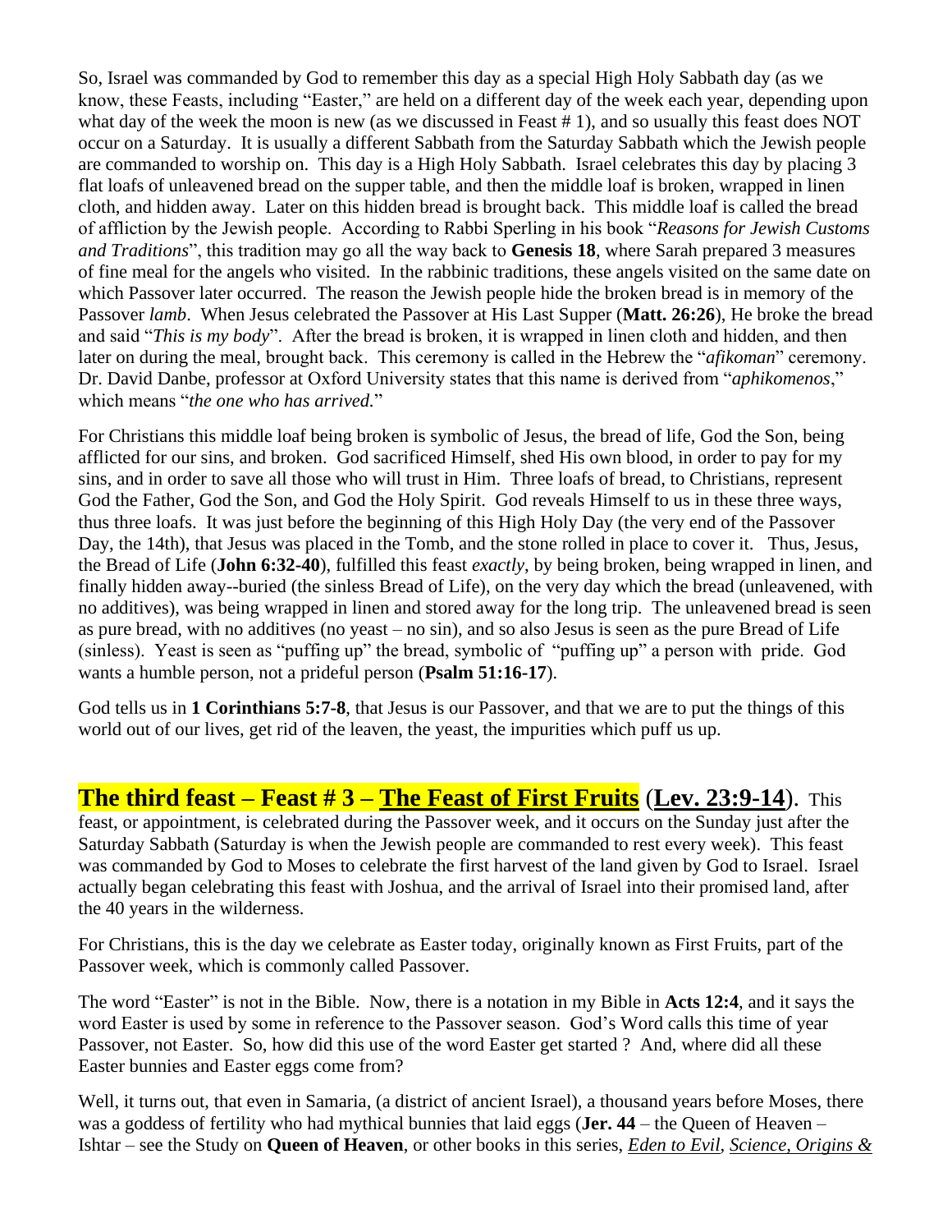So, Israel was commanded by God to remember this day as a special High Holy Sabbath day (as we know, these Feasts, including "Easter," are held on a different day of the week each year, depending upon what day of the week the moon is new (as we discussed in Feast # 1), and so usually this feast does NOT occur on a Saturday. It is usually a different Sabbath from the Saturday Sabbath which the Jewish people are commanded to worship on. This day is a High Holy Sabbath. Israel celebrates this day by placing 3 flat loafs of unleavened bread on the supper table, and then the middle loaf is broken, wrapped in linen cloth, and hidden away. Later on this hidden bread is brought back. This middle loaf is called the bread of affliction by the Jewish people. According to Rabbi Sperling in his book "*Reasons for Jewish Customs and Traditions*", this tradition may go all the way back to **Genesis 18**, where Sarah prepared 3 measures of fine meal for the angels who visited. In the rabbinic traditions, these angels visited on the same date on which Passover later occurred. The reason the Jewish people hide the broken bread is in memory of the Passover *lamb*. When Jesus celebrated the Passover at His Last Supper (**Matt. 26:26**), He broke the bread and said "*This is my body*". After the bread is broken, it is wrapped in linen cloth and hidden, and then later on during the meal, brought back. This ceremony is called in the Hebrew the "*afikoman*" ceremony. Dr. David Danbe, professor at Oxford University states that this name is derived from "*aphikomenos*," which means "*the one who has arrived.*"

For Christians this middle loaf being broken is symbolic of Jesus, the bread of life, God the Son, being afflicted for our sins, and broken. God sacrificed Himself, shed His own blood, in order to pay for my sins, and in order to save all those who will trust in Him. Three loafs of bread, to Christians, represent God the Father, God the Son, and God the Holy Spirit. God reveals Himself to us in these three ways, thus three loafs. It was just before the beginning of this High Holy Day (the very end of the Passover Day, the 14th), that Jesus was placed in the Tomb, and the stone rolled in place to cover it. Thus, Jesus, the Bread of Life (**John 6:32-40**), fulfilled this feast *exactly*, by being broken, being wrapped in linen, and finally hidden away--buried (the sinless Bread of Life), on the very day which the bread (unleavened, with no additives), was being wrapped in linen and stored away for the long trip. The unleavened bread is seen as pure bread, with no additives (no yeast – no sin), and so also Jesus is seen as the pure Bread of Life (sinless). Yeast is seen as "puffing up" the bread, symbolic of "puffing up" a person with pride. God wants a humble person, not a prideful person (**Psalm 51:16-17**).

God tells us in **1 Corinthians 5:7-8**, that Jesus is our Passover, and that we are to put the things of this world out of our lives, get rid of the leaven, the yeast, the impurities which puff us up.

**The third feast – Feast # 3 – The Feast of First Fruits (Lev. 23:9-14).** This feast, or appointment, is celebrated during the Passover week, and it occurs on the Sunday just after the Saturday Sabbath (Saturday is when the Jewish people are commanded to rest every week). This feast was commanded by God to Moses to celebrate the first harvest of the land given by God to Israel. Israel actually began celebrating this feast with Joshua, and the arrival of Israel into their promised land, after the 40 years in the wilderness.

For Christians, this is the day we celebrate as Easter today, originally known as First Fruits, part of the Passover week, which is commonly called Passover.

The word "Easter" is not in the Bible. Now, there is a notation in my Bible in **Acts 12:4**, and it says the word Easter is used by some in reference to the Passover season. God's Word calls this time of year Passover, not Easter. So, how did this use of the word Easter get started ? And, where did all these Easter bunnies and Easter eggs come from?

Well, it turns out, that even in Samaria, (a district of ancient Israel), a thousand years before Moses, there was a goddess of fertility who had mythical bunnies that laid eggs (**Jer. 44** – the Queen of Heaven – Ishtar – see the Study on **Queen of Heaven**, or other books in this series, *Eden to Evil*, *Science, Origins &*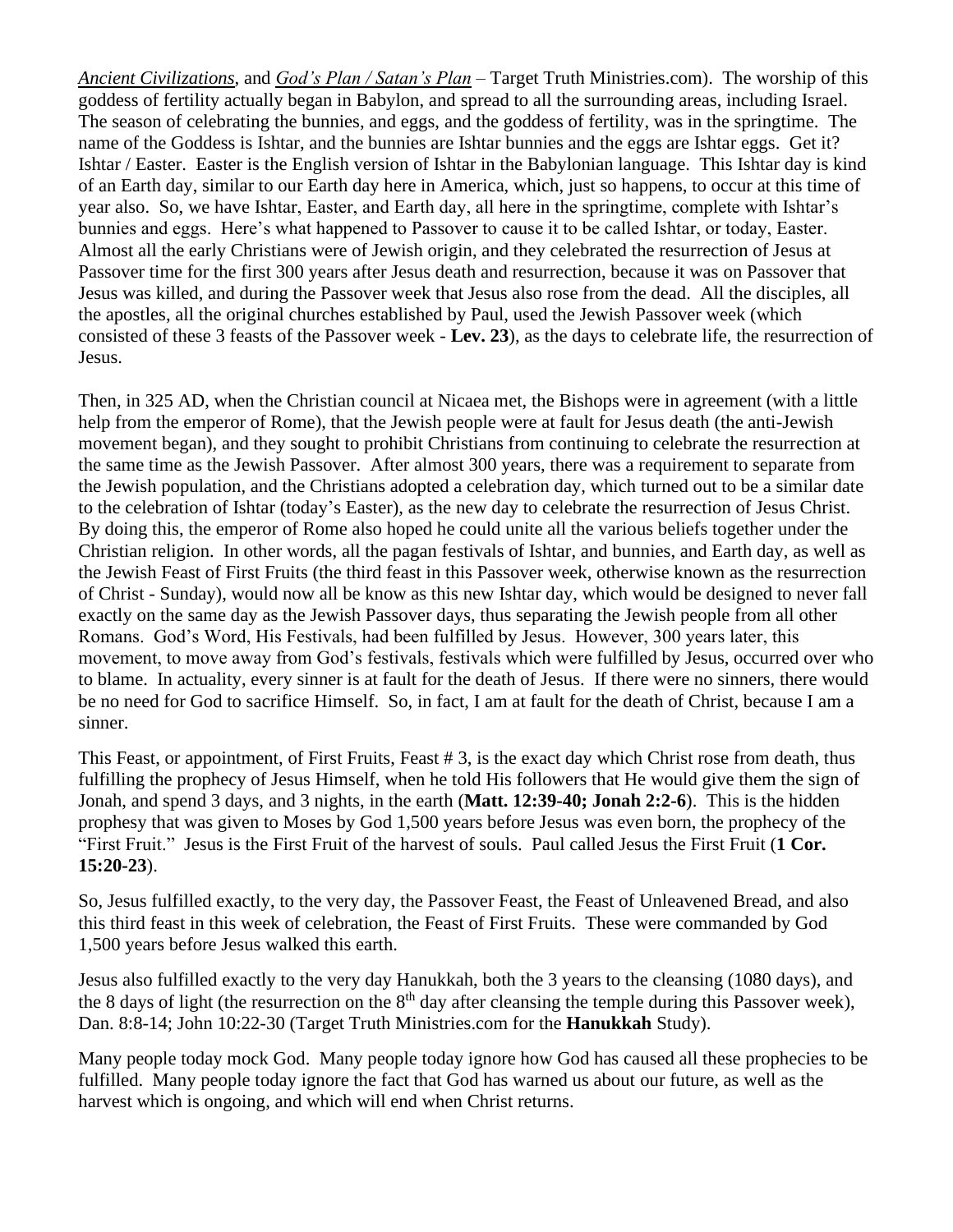*Ancient Civilizations*, and *God's Plan / Satan's Plan* – Target Truth Ministries.com). The worship of this goddess of fertility actually began in Babylon, and spread to all the surrounding areas, including Israel. The season of celebrating the bunnies, and eggs, and the goddess of fertility, was in the springtime. The name of the Goddess is Ishtar, and the bunnies are Ishtar bunnies and the eggs are Ishtar eggs. Get it? Ishtar / Easter. Easter is the English version of Ishtar in the Babylonian language. This Ishtar day is kind of an Earth day, similar to our Earth day here in America, which, just so happens, to occur at this time of year also. So, we have Ishtar, Easter, and Earth day, all here in the springtime, complete with Ishtar's bunnies and eggs. Here's what happened to Passover to cause it to be called Ishtar, or today, Easter. Almost all the early Christians were of Jewish origin, and they celebrated the resurrection of Jesus at Passover time for the first 300 years after Jesus death and resurrection, because it was on Passover that Jesus was killed, and during the Passover week that Jesus also rose from the dead. All the disciples, all the apostles, all the original churches established by Paul, used the Jewish Passover week (which consisted of these 3 feasts of the Passover week - **Lev. 23**), as the days to celebrate life, the resurrection of Jesus.

Then, in 325 AD, when the Christian council at Nicaea met, the Bishops were in agreement (with a little help from the emperor of Rome), that the Jewish people were at fault for Jesus death (the anti-Jewish movement began), and they sought to prohibit Christians from continuing to celebrate the resurrection at the same time as the Jewish Passover. After almost 300 years, there was a requirement to separate from the Jewish population, and the Christians adopted a celebration day, which turned out to be a similar date to the celebration of Ishtar (today's Easter), as the new day to celebrate the resurrection of Jesus Christ. By doing this, the emperor of Rome also hoped he could unite all the various beliefs together under the Christian religion. In other words, all the pagan festivals of Ishtar, and bunnies, and Earth day, as well as the Jewish Feast of First Fruits (the third feast in this Passover week, otherwise known as the resurrection of Christ - Sunday), would now all be know as this new Ishtar day, which would be designed to never fall exactly on the same day as the Jewish Passover days, thus separating the Jewish people from all other Romans. God's Word, His Festivals, had been fulfilled by Jesus. However, 300 years later, this movement, to move away from God's festivals, festivals which were fulfilled by Jesus, occurred over who to blame. In actuality, every sinner is at fault for the death of Jesus. If there were no sinners, there would be no need for God to sacrifice Himself. So, in fact, I am at fault for the death of Christ, because I am a sinner.

This Feast, or appointment, of First Fruits, Feast # 3, is the exact day which Christ rose from death, thus fulfilling the prophecy of Jesus Himself, when he told His followers that He would give them the sign of Jonah, and spend 3 days, and 3 nights, in the earth (**Matt. 12:39-40; Jonah 2:2-6**). This is the hidden prophesy that was given to Moses by God 1,500 years before Jesus was even born, the prophecy of the "First Fruit." Jesus is the First Fruit of the harvest of souls. Paul called Jesus the First Fruit (**1 Cor. 15:20-23**).

So, Jesus fulfilled exactly, to the very day, the Passover Feast, the Feast of Unleavened Bread, and also this third feast in this week of celebration, the Feast of First Fruits. These were commanded by God 1,500 years before Jesus walked this earth.

Jesus also fulfilled exactly to the very day Hanukkah, both the 3 years to the cleansing (1080 days), and the 8 days of light (the resurrection on the 8th day after cleansing the temple during this Passover week), Dan. 8:8-14; John 10:22-30 (Target Truth Ministries.com for the **Hanukkah** Study).

Many people today mock God. Many people today ignore how God has caused all these prophecies to be fulfilled. Many people today ignore the fact that God has warned us about our future, as well as the harvest which is ongoing, and which will end when Christ returns.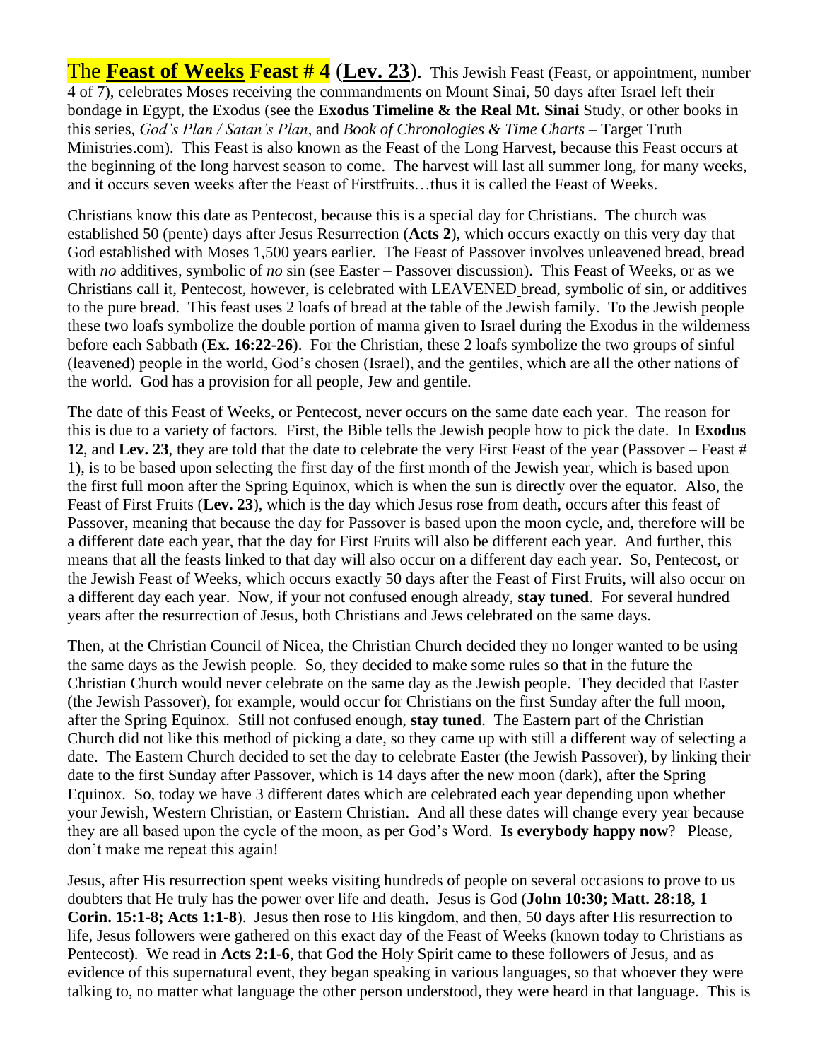The **Feast of Weeks Feast # 4** (**Lev. 23**). This Jewish Feast (Feast, or appointment, number 4 of 7), celebrates Moses receiving the commandments on Mount Sinai, 50 days after Israel left their bondage in Egypt, the Exodus (see the **Exodus Timeline & the Real Mt. Sinai** Study, or other books in this series, *God's Plan / Satan's Plan*, and *Book of Chronologies & Time Charts* – Target Truth Ministries.com). This Feast is also known as the Feast of the Long Harvest, because this Feast occurs at the beginning of the long harvest season to come. The harvest will last all summer long, for many weeks, and it occurs seven weeks after the Feast of Firstfruits…thus it is called the Feast of Weeks.

Christians know this date as Pentecost, because this is a special day for Christians. The church was established 50 (pente) days after Jesus Resurrection (**Acts 2**), which occurs exactly on this very day that God established with Moses 1,500 years earlier. The Feast of Passover involves unleavened bread, bread with *no* additives, symbolic of *no* sin (see Easter – Passover discussion). This Feast of Weeks, or as we Christians call it, Pentecost, however, is celebrated with LEAVENED bread, symbolic of sin, or additives to the pure bread. This feast uses 2 loafs of bread at the table of the Jewish family. To the Jewish people these two loafs symbolize the double portion of manna given to Israel during the Exodus in the wilderness before each Sabbath (**Ex. 16:22-26**). For the Christian, these 2 loafs symbolize the two groups of sinful (leavened) people in the world, God's chosen (Israel), and the gentiles, which are all the other nations of the world. God has a provision for all people, Jew and gentile.

The date of this Feast of Weeks, or Pentecost, never occurs on the same date each year. The reason for this is due to a variety of factors. First, the Bible tells the Jewish people how to pick the date. In **Exodus 12**, and **Lev. 23**, they are told that the date to celebrate the very First Feast of the year (Passover – Feast # 1), is to be based upon selecting the first day of the first month of the Jewish year, which is based upon the first full moon after the Spring Equinox, which is when the sun is directly over the equator. Also, the Feast of First Fruits (**Lev. 23**), which is the day which Jesus rose from death, occurs after this feast of Passover, meaning that because the day for Passover is based upon the moon cycle, and, therefore will be a different date each year, that the day for First Fruits will also be different each year. And further, this means that all the feasts linked to that day will also occur on a different day each year. So, Pentecost, or the Jewish Feast of Weeks, which occurs exactly 50 days after the Feast of First Fruits, will also occur on a different day each year. Now, if your not confused enough already, **stay tuned**. For several hundred years after the resurrection of Jesus, both Christians and Jews celebrated on the same days.

Then, at the Christian Council of Nicea, the Christian Church decided they no longer wanted to be using the same days as the Jewish people. So, they decided to make some rules so that in the future the Christian Church would never celebrate on the same day as the Jewish people. They decided that Easter (the Jewish Passover), for example, would occur for Christians on the first Sunday after the full moon, after the Spring Equinox. Still not confused enough, **stay tuned**. The Eastern part of the Christian Church did not like this method of picking a date, so they came up with still a different way of selecting a date. The Eastern Church decided to set the day to celebrate Easter (the Jewish Passover), by linking their date to the first Sunday after Passover, which is 14 days after the new moon (dark), after the Spring Equinox. So, today we have 3 different dates which are celebrated each year depending upon whether your Jewish, Western Christian, or Eastern Christian. And all these dates will change every year because they are all based upon the cycle of the moon, as per God's Word. **Is everybody happy now**? Please, don't make me repeat this again!

Jesus, after His resurrection spent weeks visiting hundreds of people on several occasions to prove to us doubters that He truly has the power over life and death. Jesus is God (**John 10:30; Matt. 28:18, 1 Corin. 15:1-8; Acts 1:1-8**). Jesus then rose to His kingdom, and then, 50 days after His resurrection to life, Jesus followers were gathered on this exact day of the Feast of Weeks (known today to Christians as Pentecost). We read in **Acts 2:1-6**, that God the Holy Spirit came to these followers of Jesus, and as evidence of this supernatural event, they began speaking in various languages, so that whoever they were talking to, no matter what language the other person understood, they were heard in that language. This is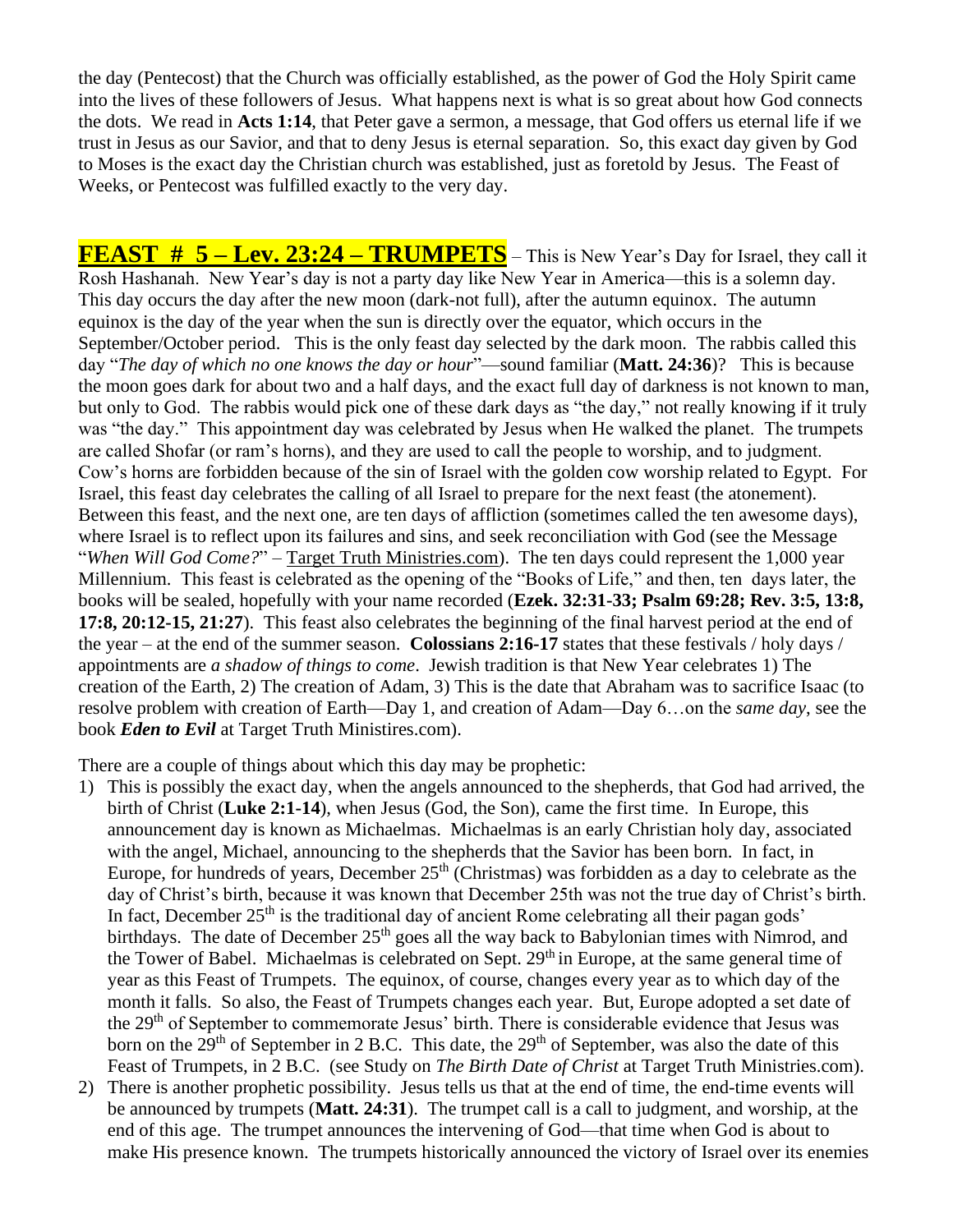the day (Pentecost) that the Church was officially established, as the power of God the Holy Spirit came into the lives of these followers of Jesus. What happens next is what is so great about how God connects the dots. We read in **Acts 1:14**, that Peter gave a sermon, a message, that God offers us eternal life if we trust in Jesus as our Savior, and that to deny Jesus is eternal separation. So, this exact day given by God to Moses is the exact day the Christian church was established, just as foretold by Jesus. The Feast of Weeks, or Pentecost was fulfilled exactly to the very day.

**FEAST # 5 – Lev. 23:24 – TRUMPETS** – This is New Year's Day for Israel, they call it Rosh Hashanah. New Year's day is not a party day like New Year in America—this is a solemn day. This day occurs the day after the new moon (dark-not full), after the autumn equinox. The autumn equinox is the day of the year when the sun is directly over the equator, which occurs in the September/October period. This is the only feast day selected by the dark moon. The rabbis called this day "*The day of which no one knows the day or hour*"—sound familiar (**Matt. 24:36**)? This is because the moon goes dark for about two and a half days, and the exact full day of darkness is not known to man, but only to God. The rabbis would pick one of these dark days as "the day," not really knowing if it truly was "the day." This appointment day was celebrated by Jesus when He walked the planet. The trumpets are called Shofar (or ram's horns), and they are used to call the people to worship, and to judgment. Cow's horns are forbidden because of the sin of Israel with the golden cow worship related to Egypt. For Israel, this feast day celebrates the calling of all Israel to prepare for the next feast (the atonement). Between this feast, and the next one, are ten days of affliction (sometimes called the ten awesome days), where Israel is to reflect upon its failures and sins, and seek reconciliation with God (see the Message "*When Will God Come?*" – Target Truth Ministries.com). The ten days could represent the 1,000 year Millennium. This feast is celebrated as the opening of the "Books of Life," and then, ten days later, the books will be sealed, hopefully with your name recorded (**Ezek. 32:31-33; Psalm 69:28; Rev. 3:5, 13:8, 17:8, 20:12-15, 21:27**). This feast also celebrates the beginning of the final harvest period at the end of the year – at the end of the summer season. **Colossians 2:16-17** states that these festivals / holy days / appointments are *a shadow of things to come*. Jewish tradition is that New Year celebrates 1) The creation of the Earth, 2) The creation of Adam, 3) This is the date that Abraham was to sacrifice Isaac (to resolve problem with creation of Earth—Day 1, and creation of Adam—Day 6…on the *same day*, see the book ***Eden to Evil*** at Target Truth Ministires.com).

There are a couple of things about which this day may be prophetic:

1) This is possibly the exact day, when the angels announced to the shepherds, that God had arrived, the birth of Christ (**Luke 2:1-14**), when Jesus (God, the Son), came the first time. In Europe, this announcement day is known as Michaelmas. Michaelmas is an early Christian holy day, associated with the angel, Michael, announcing to the shepherds that the Savior has been born. In fact, in Europe, for hundreds of years, December 25th (Christmas) was forbidden as a day to celebrate as the day of Christ's birth, because it was known that December 25th was not the true day of Christ's birth. In fact, December 25th is the traditional day of ancient Rome celebrating all their pagan gods' birthdays. The date of December 25th goes all the way back to Babylonian times with Nimrod, and the Tower of Babel. Michaelmas is celebrated on Sept. 29th in Europe, at the same general time of year as this Feast of Trumpets. The equinox, of course, changes every year as to which day of the month it falls. So also, the Feast of Trumpets changes each year. But, Europe adopted a set date of the 29th of September to commemorate Jesus' birth. There is considerable evidence that Jesus was born on the 29th of September in 2 B.C. This date, the 29th of September, was also the date of this Feast of Trumpets, in 2 B.C. (see Study on *The Birth Date of Christ* at Target Truth Ministries.com).
2) There is another prophetic possibility. Jesus tells us that at the end of time, the end-time events will be announced by trumpets (**Matt. 24:31**). The trumpet call is a call to judgment, and worship, at the end of this age. The trumpet announces the intervening of God—that time when God is about to make His presence known. The trumpets historically announced the victory of Israel over its enemies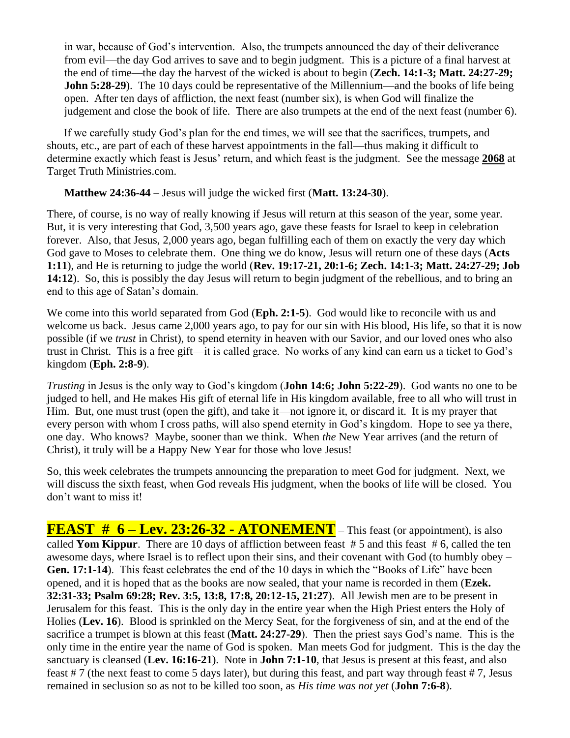in war, because of God's intervention. Also, the trumpets announced the day of their deliverance from evil—the day God arrives to save and to begin judgment. This is a picture of a final harvest at the end of time—the day the harvest of the wicked is about to begin (**Zech. 14:1-3; Matt. 24:27-29; John 5:28-29**). The 10 days could be representative of the Millennium—and the books of life being open. After ten days of affliction, the next feast (number six), is when God will finalize the judgement and close the book of life. There are also trumpets at the end of the next feast (number 6).

If we carefully study God's plan for the end times, we will see that the sacrifices, trumpets, and shouts, etc., are part of each of these harvest appointments in the fall—thus making it difficult to determine exactly which feast is Jesus' return, and which feast is the judgment. See the message **2068** at Target Truth Ministries.com.

**Matthew 24:36-44** – Jesus will judge the wicked first (**Matt. 13:24-30**).

There, of course, is no way of really knowing if Jesus will return at this season of the year, some year. But, it is very interesting that God, 3,500 years ago, gave these feasts for Israel to keep in celebration forever. Also, that Jesus, 2,000 years ago, began fulfilling each of them on exactly the very day which God gave to Moses to celebrate them. One thing we do know, Jesus will return one of these days (**Acts 1:11**), and He is returning to judge the world (**Rev. 19:17-21, 20:1-6; Zech. 14:1-3; Matt. 24:27-29; Job 14:12**). So, this is possibly the day Jesus will return to begin judgment of the rebellious, and to bring an end to this age of Satan's domain.

We come into this world separated from God (**Eph. 2:1-5**). God would like to reconcile with us and welcome us back. Jesus came 2,000 years ago, to pay for our sin with His blood, His life, so that it is now possible (if we *trust* in Christ), to spend eternity in heaven with our Savior, and our loved ones who also trust in Christ. This is a free gift—it is called grace. No works of any kind can earn us a ticket to God's kingdom (**Eph. 2:8-9**).

*Trusting* in Jesus is the only way to God's kingdom (**John 14:6; John 5:22-29**). God wants no one to be judged to hell, and He makes His gift of eternal life in His kingdom available, free to all who will trust in Him. But, one must trust (open the gift), and take it—not ignore it, or discard it. It is my prayer that every person with whom I cross paths, will also spend eternity in God's kingdom. Hope to see ya there, one day. Who knows? Maybe, sooner than we think. When *the* New Year arrives (and the return of Christ), it truly will be a Happy New Year for those who love Jesus!

So, this week celebrates the trumpets announcing the preparation to meet God for judgment. Next, we will discuss the sixth feast, when God reveals His judgment, when the books of life will be closed. You don't want to miss it!

**FEAST # 6 – Lev. 23:26-32 - ATONEMENT** – This feast (or appointment), is also called **Yom Kippur**. There are 10 days of affliction between feast # 5 and this feast # 6, called the ten awesome days, where Israel is to reflect upon their sins, and their covenant with God (to humbly obey – **Gen. 17:1-14**). This feast celebrates the end of the 10 days in which the "Books of Life" have been opened, and it is hoped that as the books are now sealed, that your name is recorded in them (**Ezek. 32:31-33; Psalm 69:28; Rev. 3:5, 13:8, 17:8, 20:12-15, 21:27**). All Jewish men are to be present in Jerusalem for this feast. This is the only day in the entire year when the High Priest enters the Holy of Holies (**Lev. 16**). Blood is sprinkled on the Mercy Seat, for the forgiveness of sin, and at the end of the sacrifice a trumpet is blown at this feast (**Matt. 24:27-29**). Then the priest says God's name. This is the only time in the entire year the name of God is spoken. Man meets God for judgment. This is the day the sanctuary is cleansed (**Lev. 16:16-21**). Note in **John 7:1-10**, that Jesus is present at this feast, and also feast # 7 (the next feast to come 5 days later), but during this feast, and part way through feast # 7, Jesus remained in seclusion so as not to be killed too soon, as *His time was not yet* (**John 7:6-8**).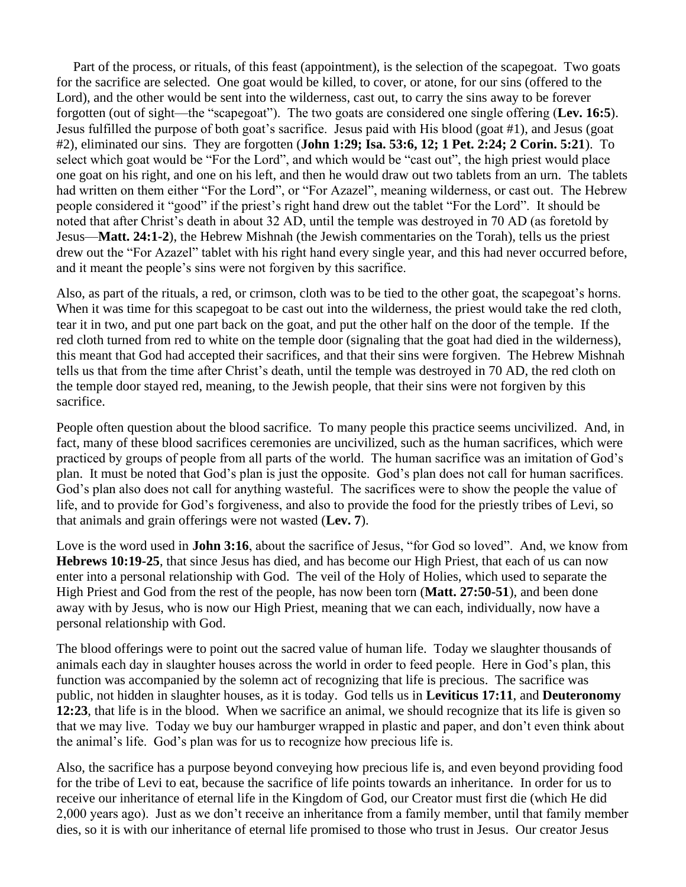Part of the process, or rituals, of this feast (appointment), is the selection of the scapegoat. Two goats for the sacrifice are selected. One goat would be killed, to cover, or atone, for our sins (offered to the Lord), and the other would be sent into the wilderness, cast out, to carry the sins away to be forever forgotten (out of sight—the "scapegoat"). The two goats are considered one single offering (**Lev. 16:5**). Jesus fulfilled the purpose of both goat's sacrifice. Jesus paid with His blood (goat #1), and Jesus (goat #2), eliminated our sins. They are forgotten (**John 1:29; Isa. 53:6, 12; 1 Pet. 2:24; 2 Corin. 5:21**). To select which goat would be "For the Lord", and which would be "cast out", the high priest would place one goat on his right, and one on his left, and then he would draw out two tablets from an urn. The tablets had written on them either "For the Lord", or "For Azazel", meaning wilderness, or cast out. The Hebrew people considered it "good" if the priest's right hand drew out the tablet "For the Lord". It should be noted that after Christ's death in about 32 AD, until the temple was destroyed in 70 AD (as foretold by Jesus—**Matt. 24:1-2**), the Hebrew Mishnah (the Jewish commentaries on the Torah), tells us the priest drew out the "For Azazel" tablet with his right hand every single year, and this had never occurred before, and it meant the people's sins were not forgiven by this sacrifice.

Also, as part of the rituals, a red, or crimson, cloth was to be tied to the other goat, the scapegoat's horns. When it was time for this scapegoat to be cast out into the wilderness, the priest would take the red cloth, tear it in two, and put one part back on the goat, and put the other half on the door of the temple. If the red cloth turned from red to white on the temple door (signaling that the goat had died in the wilderness), this meant that God had accepted their sacrifices, and that their sins were forgiven. The Hebrew Mishnah tells us that from the time after Christ's death, until the temple was destroyed in 70 AD, the red cloth on the temple door stayed red, meaning, to the Jewish people, that their sins were not forgiven by this sacrifice.

People often question about the blood sacrifice. To many people this practice seems uncivilized. And, in fact, many of these blood sacrifices ceremonies are uncivilized, such as the human sacrifices, which were practiced by groups of people from all parts of the world. The human sacrifice was an imitation of God's plan. It must be noted that God's plan is just the opposite. God's plan does not call for human sacrifices. God's plan also does not call for anything wasteful. The sacrifices were to show the people the value of life, and to provide for God's forgiveness, and also to provide the food for the priestly tribes of Levi, so that animals and grain offerings were not wasted (**Lev. 7**).

Love is the word used in **John 3:16**, about the sacrifice of Jesus, "for God so loved". And, we know from **Hebrews 10:19-25**, that since Jesus has died, and has become our High Priest, that each of us can now enter into a personal relationship with God. The veil of the Holy of Holies, which used to separate the High Priest and God from the rest of the people, has now been torn (**Matt. 27:50-51**), and been done away with by Jesus, who is now our High Priest, meaning that we can each, individually, now have a personal relationship with God.

The blood offerings were to point out the sacred value of human life. Today we slaughter thousands of animals each day in slaughter houses across the world in order to feed people. Here in God's plan, this function was accompanied by the solemn act of recognizing that life is precious. The sacrifice was public, not hidden in slaughter houses, as it is today. God tells us in **Leviticus 17:11**, and **Deuteronomy 12:23**, that life is in the blood. When we sacrifice an animal, we should recognize that its life is given so that we may live. Today we buy our hamburger wrapped in plastic and paper, and don't even think about the animal's life. God's plan was for us to recognize how precious life is.

Also, the sacrifice has a purpose beyond conveying how precious life is, and even beyond providing food for the tribe of Levi to eat, because the sacrifice of life points towards an inheritance. In order for us to receive our inheritance of eternal life in the Kingdom of God, our Creator must first die (which He did 2,000 years ago). Just as we don't receive an inheritance from a family member, until that family member dies, so it is with our inheritance of eternal life promised to those who trust in Jesus. Our creator Jesus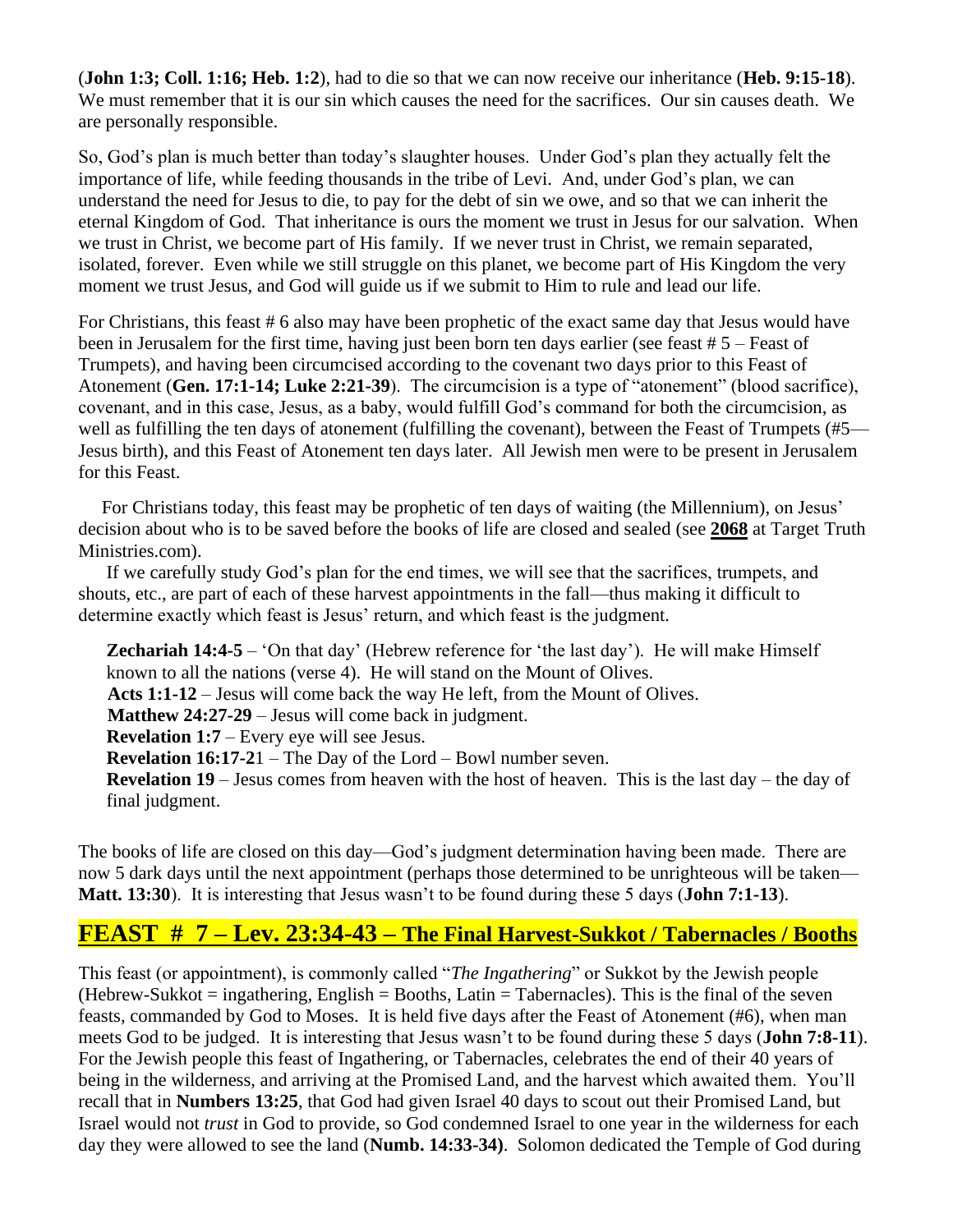(**John 1:3; Coll. 1:16; Heb. 1:2**), had to die so that we can now receive our inheritance (**Heb. 9:15-18**). We must remember that it is our sin which causes the need for the sacrifices. Our sin causes death. We are personally responsible.

So, God's plan is much better than today's slaughter houses. Under God's plan they actually felt the importance of life, while feeding thousands in the tribe of Levi. And, under God's plan, we can understand the need for Jesus to die, to pay for the debt of sin we owe, and so that we can inherit the eternal Kingdom of God. That inheritance is ours the moment we trust in Jesus for our salvation. When we trust in Christ, we become part of His family. If we never trust in Christ, we remain separated, isolated, forever. Even while we still struggle on this planet, we become part of His Kingdom the very moment we trust Jesus, and God will guide us if we submit to Him to rule and lead our life.

For Christians, this feast # 6 also may have been prophetic of the exact same day that Jesus would have been in Jerusalem for the first time, having just been born ten days earlier (see feast # 5 – Feast of Trumpets), and having been circumcised according to the covenant two days prior to this Feast of Atonement (**Gen. 17:1-14; Luke 2:21-39**). The circumcision is a type of "atonement" (blood sacrifice), covenant, and in this case, Jesus, as a baby, would fulfill God's command for both the circumcision, as well as fulfilling the ten days of atonement (fulfilling the covenant), between the Feast of Trumpets (#5—Jesus birth), and this Feast of Atonement ten days later. All Jewish men were to be present in Jerusalem for this Feast.

For Christians today, this feast may be prophetic of ten days of waiting (the Millennium), on Jesus' decision about who is to be saved before the books of life are closed and sealed (see **2068** at Target Truth Ministries.com).

If we carefully study God's plan for the end times, we will see that the sacrifices, trumpets, and shouts, etc., are part of each of these harvest appointments in the fall—thus making it difficult to determine exactly which feast is Jesus' return, and which feast is the judgment.

**Zechariah 14:4-5** – 'On that day' (Hebrew reference for 'the last day'). He will make Himself known to all the nations (verse 4). He will stand on the Mount of Olives.
**Acts 1:1-12** – Jesus will come back the way He left, from the Mount of Olives.
**Matthew 24:27-29** – Jesus will come back in judgment.
**Revelation 1:7** – Every eye will see Jesus.
**Revelation 16:17-2**1 – The Day of the Lord – Bowl number seven.
**Revelation 19** – Jesus comes from heaven with the host of heaven. This is the last day – the day of final judgment.

The books of life are closed on this day—God's judgment determination having been made. There are now 5 dark days until the next appointment (perhaps those determined to be unrighteous will be taken—**Matt. 13:30**). It is interesting that Jesus wasn't to be found during these 5 days (**John 7:1-13**).

## FEAST # 7 – Lev. 23:34-43 – The Final Harvest-Sukkot / Tabernacles / Booths

This feast (or appointment), is commonly called "*The Ingathering*" or Sukkot by the Jewish people (Hebrew-Sukkot = ingathering, English = Booths, Latin = Tabernacles). This is the final of the seven feasts, commanded by God to Moses. It is held five days after the Feast of Atonement (#6), when man meets God to be judged. It is interesting that Jesus wasn't to be found during these 5 days (**John 7:8-11**). For the Jewish people this feast of Ingathering, or Tabernacles, celebrates the end of their 40 years of being in the wilderness, and arriving at the Promised Land, and the harvest which awaited them. You'll recall that in **Numbers 13:25**, that God had given Israel 40 days to scout out their Promised Land, but Israel would not *trust* in God to provide, so God condemned Israel to one year in the wilderness for each day they were allowed to see the land (**Numb. 14:33-34)**. Solomon dedicated the Temple of God during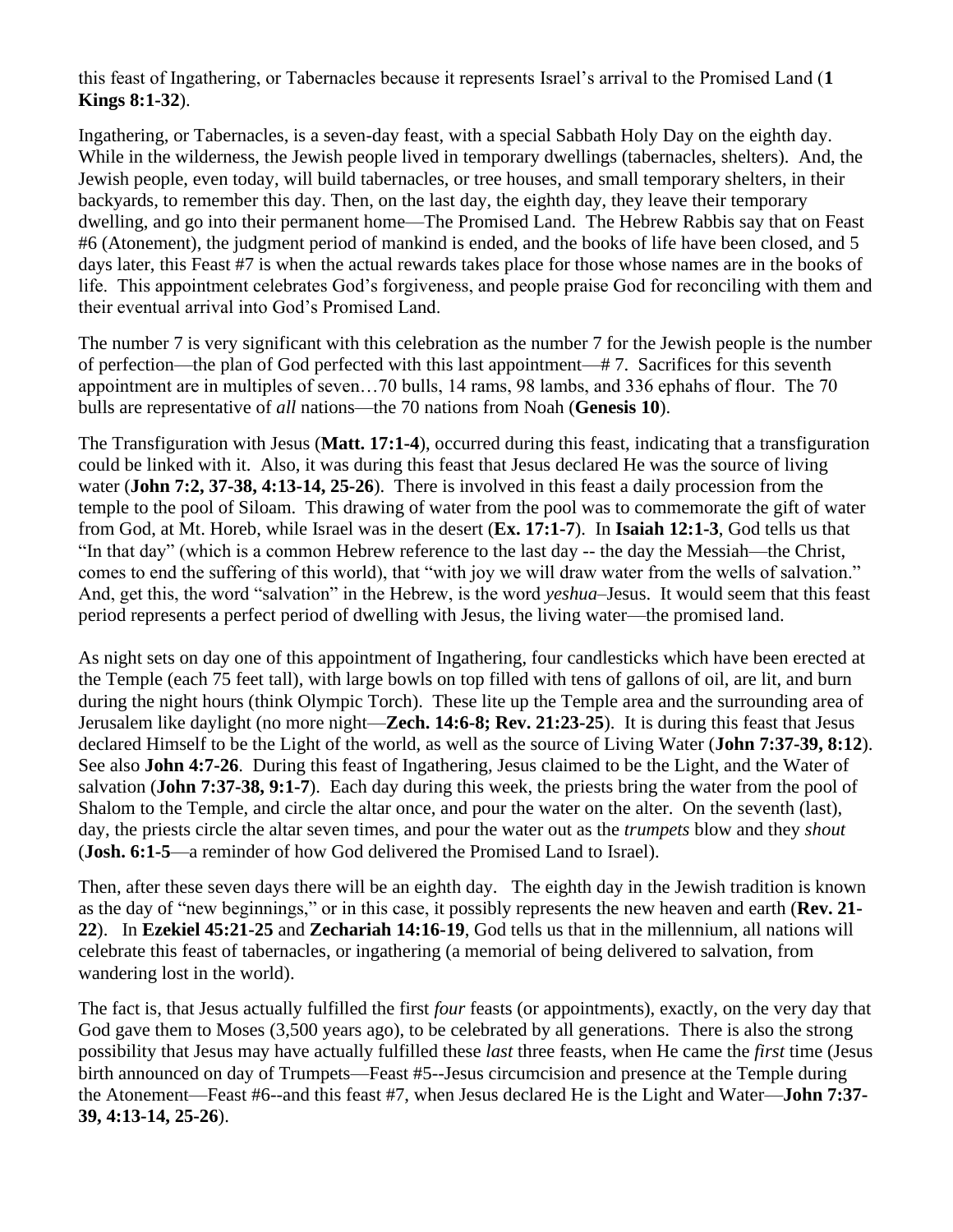this feast of Ingathering, or Tabernacles because it represents Israel's arrival to the Promised Land (**1 Kings 8:1-32**).

Ingathering, or Tabernacles, is a seven-day feast, with a special Sabbath Holy Day on the eighth day. While in the wilderness, the Jewish people lived in temporary dwellings (tabernacles, shelters). And, the Jewish people, even today, will build tabernacles, or tree houses, and small temporary shelters, in their backyards, to remember this day. Then, on the last day, the eighth day, they leave their temporary dwelling, and go into their permanent home—The Promised Land. The Hebrew Rabbis say that on Feast #6 (Atonement), the judgment period of mankind is ended, and the books of life have been closed, and 5 days later, this Feast #7 is when the actual rewards takes place for those whose names are in the books of life. This appointment celebrates God's forgiveness, and people praise God for reconciling with them and their eventual arrival into God's Promised Land.

The number 7 is very significant with this celebration as the number 7 for the Jewish people is the number of perfection—the plan of God perfected with this last appointment—# 7. Sacrifices for this seventh appointment are in multiples of seven…70 bulls, 14 rams, 98 lambs, and 336 ephahs of flour. The 70 bulls are representative of *all* nations—the 70 nations from Noah (**Genesis 10**).

The Transfiguration with Jesus (**Matt. 17:1-4**), occurred during this feast, indicating that a transfiguration could be linked with it. Also, it was during this feast that Jesus declared He was the source of living water (**John 7:2, 37-38, 4:13-14, 25-26**). There is involved in this feast a daily procession from the temple to the pool of Siloam. This drawing of water from the pool was to commemorate the gift of water from God, at Mt. Horeb, while Israel was in the desert (**Ex. 17:1-7**). In **Isaiah 12:1-3**, God tells us that "In that day" (which is a common Hebrew reference to the last day -- the day the Messiah—the Christ, comes to end the suffering of this world), that "with joy we will draw water from the wells of salvation." And, get this, the word "salvation" in the Hebrew, is the word *yeshua*–Jesus. It would seem that this feast period represents a perfect period of dwelling with Jesus, the living water—the promised land.

As night sets on day one of this appointment of Ingathering, four candlesticks which have been erected at the Temple (each 75 feet tall), with large bowls on top filled with tens of gallons of oil, are lit, and burn during the night hours (think Olympic Torch). These lite up the Temple area and the surrounding area of Jerusalem like daylight (no more night—**Zech. 14:6-8; Rev. 21:23-25**). It is during this feast that Jesus declared Himself to be the Light of the world, as well as the source of Living Water (**John 7:37-39, 8:12**). See also **John 4:7-26**. During this feast of Ingathering, Jesus claimed to be the Light, and the Water of salvation (**John 7:37-38, 9:1-7**). Each day during this week, the priests bring the water from the pool of Shalom to the Temple, and circle the altar once, and pour the water on the alter. On the seventh (last), day, the priests circle the altar seven times, and pour the water out as the *trumpets* blow and they *shout* (**Josh. 6:1-5**—a reminder of how God delivered the Promised Land to Israel).

Then, after these seven days there will be an eighth day. The eighth day in the Jewish tradition is known as the day of "new beginnings," or in this case, it possibly represents the new heaven and earth (**Rev. 21-22**). In **Ezekiel 45:21-25** and **Zechariah 14:16-19**, God tells us that in the millennium, all nations will celebrate this feast of tabernacles, or ingathering (a memorial of being delivered to salvation, from wandering lost in the world).

The fact is, that Jesus actually fulfilled the first *four* feasts (or appointments), exactly, on the very day that God gave them to Moses (3,500 years ago), to be celebrated by all generations. There is also the strong possibility that Jesus may have actually fulfilled these *last* three feasts, when He came the *first* time (Jesus birth announced on day of Trumpets—Feast #5--Jesus circumcision and presence at the Temple during the Atonement—Feast #6--and this feast #7, when Jesus declared He is the Light and Water—**John 7:37-39, 4:13-14, 25-26**).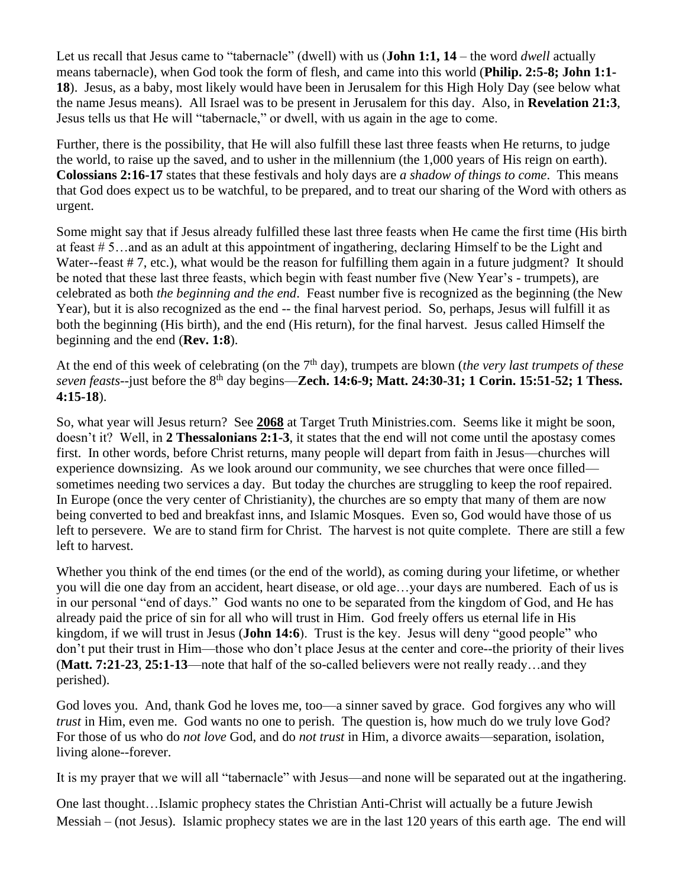Let us recall that Jesus came to "tabernacle" (dwell) with us (**John 1:1, 14** – the word *dwell* actually means tabernacle), when God took the form of flesh, and came into this world (**Philip. 2:5-8; John 1:1-18**). Jesus, as a baby, most likely would have been in Jerusalem for this High Holy Day (see below what the name Jesus means). All Israel was to be present in Jerusalem for this day. Also, in **Revelation 21:3**, Jesus tells us that He will "tabernacle," or dwell, with us again in the age to come.

Further, there is the possibility, that He will also fulfill these last three feasts when He returns, to judge the world, to raise up the saved, and to usher in the millennium (the 1,000 years of His reign on earth). **Colossians 2:16-17** states that these festivals and holy days are *a shadow of things to come*. This means that God does expect us to be watchful, to be prepared, and to treat our sharing of the Word with others as urgent.

Some might say that if Jesus already fulfilled these last three feasts when He came the first time (His birth at feast # 5…and as an adult at this appointment of ingathering, declaring Himself to be the Light and Water--feast # 7, etc.), what would be the reason for fulfilling them again in a future judgment? It should be noted that these last three feasts, which begin with feast number five (New Year's - trumpets), are celebrated as both *the beginning and the end*. Feast number five is recognized as the beginning (the New Year), but it is also recognized as the end -- the final harvest period. So, perhaps, Jesus will fulfill it as both the beginning (His birth), and the end (His return), for the final harvest. Jesus called Himself the beginning and the end (**Rev. 1:8**).

At the end of this week of celebrating (on the 7th day), trumpets are blown (*the very last trumpets of these seven feasts*--just before the 8th day begins—**Zech. 14:6-9; Matt. 24:30-31; 1 Corin. 15:51-52; 1 Thess. 4:15-18**).

So, what year will Jesus return? See **2068** at Target Truth Ministries.com. Seems like it might be soon, doesn't it? Well, in **2 Thessalonians 2:1-3**, it states that the end will not come until the apostasy comes first. In other words, before Christ returns, many people will depart from faith in Jesus—churches will experience downsizing. As we look around our community, we see churches that were once filled—sometimes needing two services a day. But today the churches are struggling to keep the roof repaired. In Europe (once the very center of Christianity), the churches are so empty that many of them are now being converted to bed and breakfast inns, and Islamic Mosques. Even so, God would have those of us left to persevere. We are to stand firm for Christ. The harvest is not quite complete. There are still a few left to harvest.

Whether you think of the end times (or the end of the world), as coming during your lifetime, or whether you will die one day from an accident, heart disease, or old age…your days are numbered. Each of us is in our personal "end of days." God wants no one to be separated from the kingdom of God, and He has already paid the price of sin for all who will trust in Him. God freely offers us eternal life in His kingdom, if we will trust in Jesus (**John 14:6**). Trust is the key. Jesus will deny "good people" who don't put their trust in Him—those who don't place Jesus at the center and core--the priority of their lives (**Matt. 7:21-23**, **25:1-13**—note that half of the so-called believers were not really ready…and they perished).

God loves you. And, thank God he loves me, too—a sinner saved by grace. God forgives any who will *trust* in Him, even me. God wants no one to perish. The question is, how much do we truly love God? For those of us who do *not love* God, and do *not trust* in Him, a divorce awaits—separation, isolation, living alone--forever.

It is my prayer that we will all "tabernacle" with Jesus—and none will be separated out at the ingathering.

One last thought…Islamic prophecy states the Christian Anti-Christ will actually be a future Jewish Messiah – (not Jesus). Islamic prophecy states we are in the last 120 years of this earth age. The end will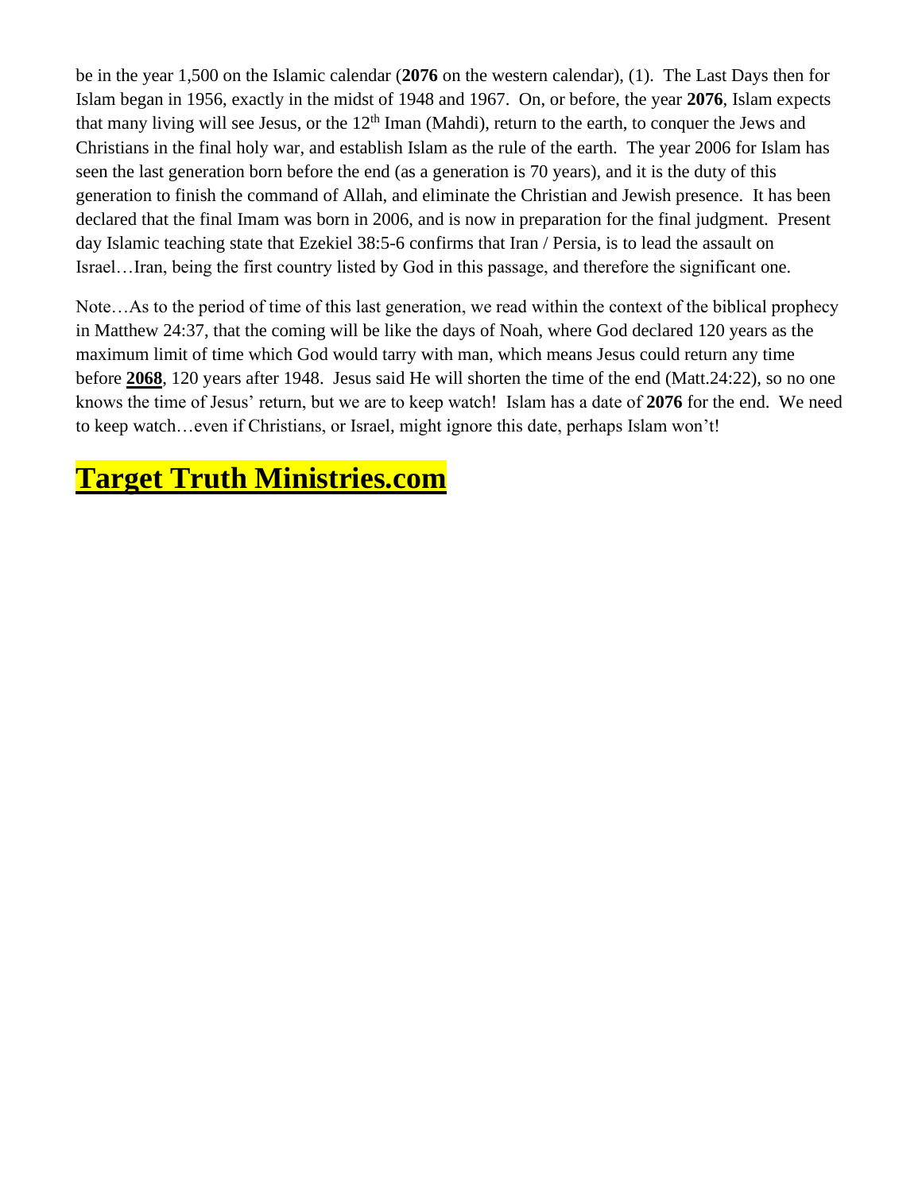be in the year 1,500 on the Islamic calendar (**2076** on the western calendar), (1). The Last Days then for Islam began in 1956, exactly in the midst of 1948 and 1967. On, or before, the year **2076**, Islam expects that many living will see Jesus, or the 12th Iman (Mahdi), return to the earth, to conquer the Jews and Christians in the final holy war, and establish Islam as the rule of the earth. The year 2006 for Islam has seen the last generation born before the end (as a generation is 70 years), and it is the duty of this generation to finish the command of Allah, and eliminate the Christian and Jewish presence. It has been declared that the final Imam was born in 2006, and is now in preparation for the final judgment. Present day Islamic teaching state that Ezekiel 38:5-6 confirms that Iran / Persia, is to lead the assault on Israel…Iran, being the first country listed by God in this passage, and therefore the significant one.

Note…As to the period of time of this last generation, we read within the context of the biblical prophecy in Matthew 24:37, that the coming will be like the days of Noah, where God declared 120 years as the maximum limit of time which God would tarry with man, which means Jesus could return any time before **<u>2068</u>**, 120 years after 1948. Jesus said He will shorten the time of the end (Matt.24:22), so no one knows the time of Jesus' return, but we are to keep watch! Islam has a date of **2076** for the end. We need to keep watch…even if Christians, or Israel, might ignore this date, perhaps Islam won't!

## **<u>Target Truth Ministries.com</u>**